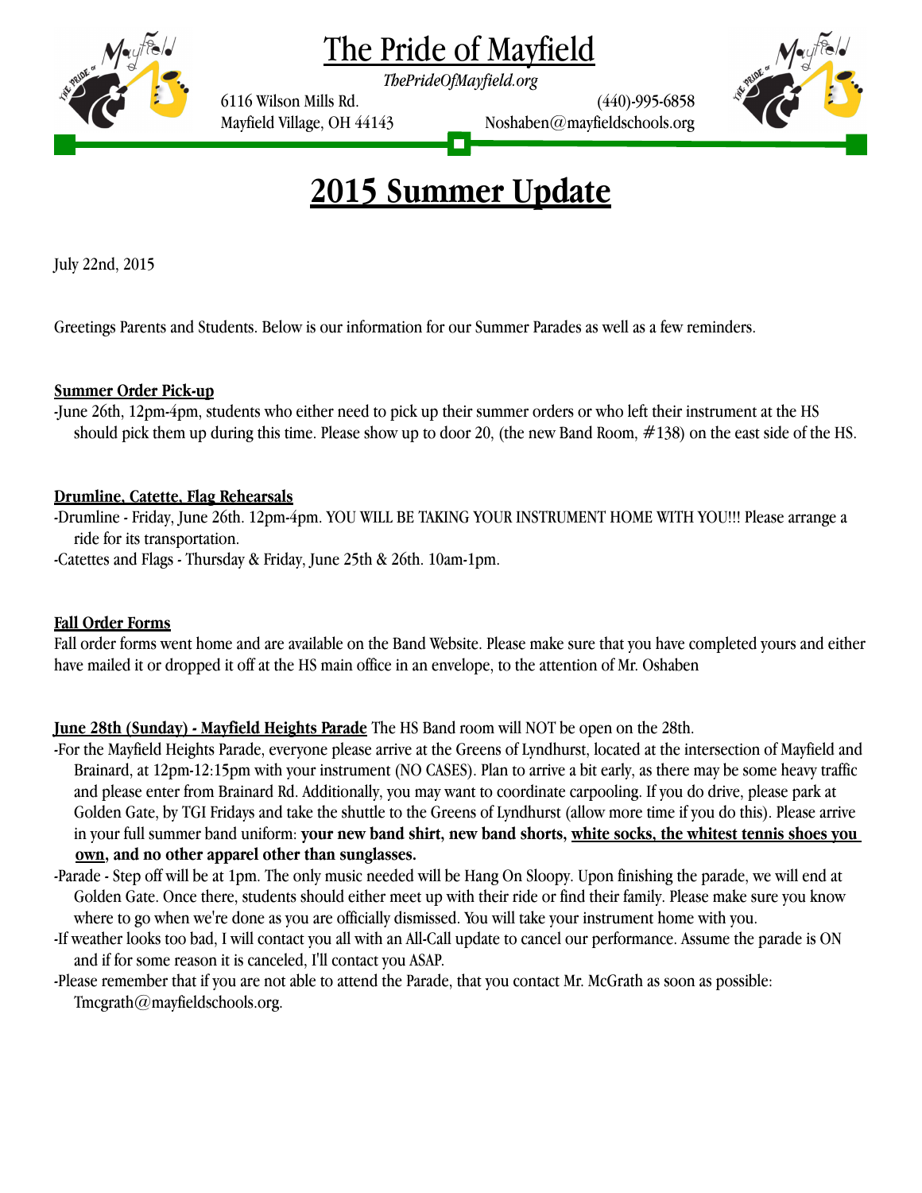# The Pride of Mayfield

*ThePrideOfMayfield.org*

6116 Wilson Mills Rd.
Mayfield Village, OH 44143

(440)-995-6858
Noshaben@mayfieldschools.org

## 2015 Summer Update

July 22nd, 2015

Greetings Parents and Students. Below is our information for our Summer Parades as well as a few reminders.

**Summer Order Pick-up**

-June 26th, 12pm-4pm, students who either need to pick up their summer orders or who left their instrument at the HS should pick them up during this time. Please show up to door 20, (the new Band Room, #138) on the east side of the HS.

**Drumline, Catette, Flag Rehearsals**

-Drumline - Friday, June 26th. 12pm-4pm. YOU WILL BE TAKING YOUR INSTRUMENT HOME WITH YOU!!! Please arrange a ride for its transportation.

-Catettes and Flags - Thursday & Friday, June 25th & 26th. 10am-1pm.

**Fall Order Forms**

Fall order forms went home and are available on the Band Website. Please make sure that you have completed yours and either have mailed it or dropped it off at the HS main office in an envelope, to the attention of Mr. Oshaben

**June 28th (Sunday) - Mayfield Heights Parade** The HS Band room will NOT be open on the 28th.

-For the Mayfield Heights Parade, everyone please arrive at the Greens of Lyndhurst, located at the intersection of Mayfield and Brainard, at 12pm-12:15pm with your instrument (NO CASES). Plan to arrive a bit early, as there may be some heavy traffic and please enter from Brainard Rd. Additionally, you may want to coordinate carpooling. If you do drive, please park at Golden Gate, by TGI Fridays and take the shuttle to the Greens of Lyndhurst (allow more time if you do this). Please arrive in your full summer band uniform: **your new band shirt, new band shorts, white socks, the whitest tennis shoes you own, and no other apparel other than sunglasses.**

-Parade - Step off will be at 1pm. The only music needed will be Hang On Sloopy. Upon finishing the parade, we will end at Golden Gate. Once there, students should either meet up with their ride or find their family. Please make sure you know where to go when we're done as you are officially dismissed. You will take your instrument home with you.

-If weather looks too bad, I will contact you all with an All-Call update to cancel our performance. Assume the parade is ON and if for some reason it is canceled, I'll contact you ASAP.

-Please remember that if you are not able to attend the Parade, that you contact Mr. McGrath as soon as possible: Tmcgrath@mayfieldschools.org.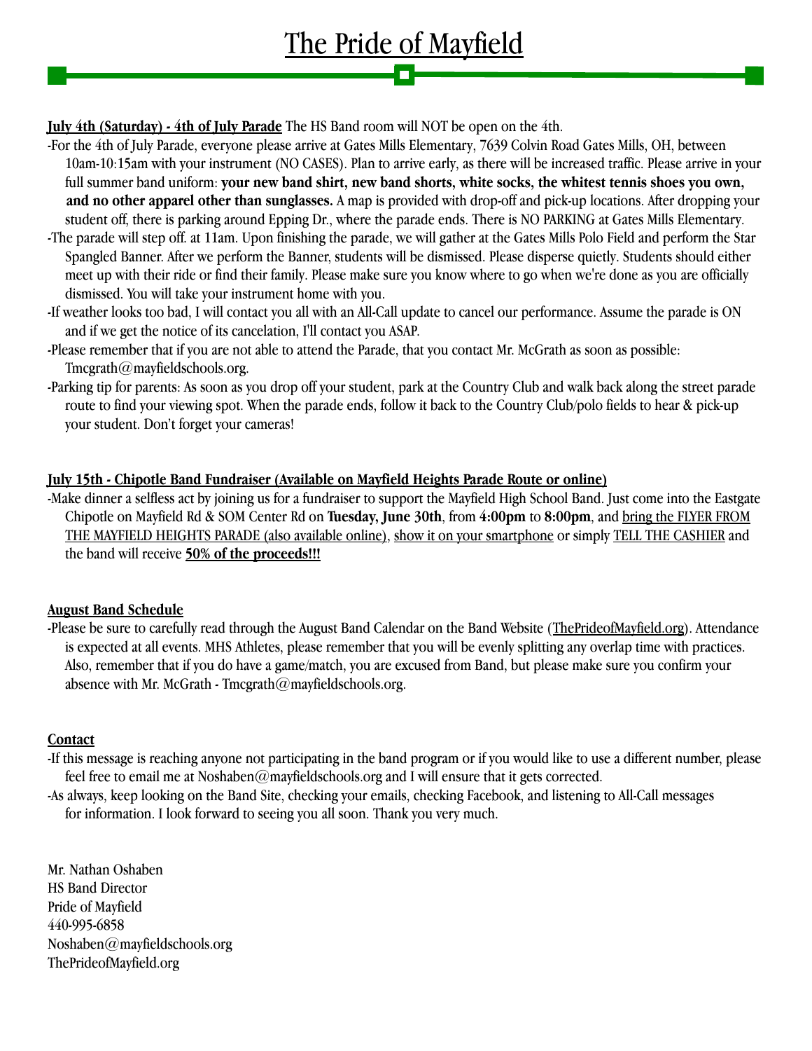# The Pride of Mayfield

**July 4th (Saturday) - 4th of July Parade** The HS Band room will NOT be open on the 4th.

-For the 4th of July Parade, everyone please arrive at Gates Mills Elementary, 7639 Colvin Road Gates Mills, OH, between 10am-10:15am with your instrument (NO CASES). Plan to arrive early, as there will be increased traffic. Please arrive in your full summer band uniform: **your new band shirt, new band shorts, white socks, the whitest tennis shoes you own, and no other apparel other than sunglasses.** A map is provided with drop-off and pick-up locations. After dropping your student off, there is parking around Epping Dr., where the parade ends. There is NO PARKING at Gates Mills Elementary.

-The parade will step off. at 11am. Upon finishing the parade, we will gather at the Gates Mills Polo Field and perform the Star Spangled Banner. After we perform the Banner, students will be dismissed. Please disperse quietly. Students should either meet up with their ride or find their family. Please make sure you know where to go when we're done as you are officially dismissed. You will take your instrument home with you.

-If weather looks too bad, I will contact you all with an All-Call update to cancel our performance. Assume the parade is ON and if we get the notice of its cancelation, I'll contact you ASAP.

-Please remember that if you are not able to attend the Parade, that you contact Mr. McGrath as soon as possible: Tmcgrath@mayfieldschools.org.

-Parking tip for parents: As soon as you drop off your student, park at the Country Club and walk back along the street parade route to find your viewing spot. When the parade ends, follow it back to the Country Club/polo fields to hear & pick-up your student. Don't forget your cameras!

**July 15th - Chipotle Band Fundraiser (Available on Mayfield Heights Parade Route or online)**

-Make dinner a selfless act by joining us for a fundraiser to support the Mayfield High School Band. Just come into the Eastgate Chipotle on Mayfield Rd & SOM Center Rd on **Tuesday, June 30th**, from **4:00pm** to **8:00pm**, and bring the FLYER FROM THE MAYFIELD HEIGHTS PARADE (also available online), show it on your smartphone or simply TELL THE CASHIER and the band will receive **50% of the proceeds!!!**

**August Band Schedule**

-Please be sure to carefully read through the August Band Calendar on the Band Website (ThePrideofMayfield.org). Attendance is expected at all events. MHS Athletes, please remember that you will be evenly splitting any overlap time with practices. Also, remember that if you do have a game/match, you are excused from Band, but please make sure you confirm your absence with Mr. McGrath - Tmcgrath@mayfieldschools.org.

**Contact**

-If this message is reaching anyone not participating in the band program or if you would like to use a different number, please feel free to email me at Noshaben@mayfieldschools.org and I will ensure that it gets corrected.

-As always, keep looking on the Band Site, checking your emails, checking Facebook, and listening to All-Call messages for information. I look forward to seeing you all soon. Thank you very much.

Mr. Nathan Oshaben
HS Band Director
Pride of Mayfield
440-995-6858
Noshaben@mayfieldschools.org
ThePrideofMayfield.org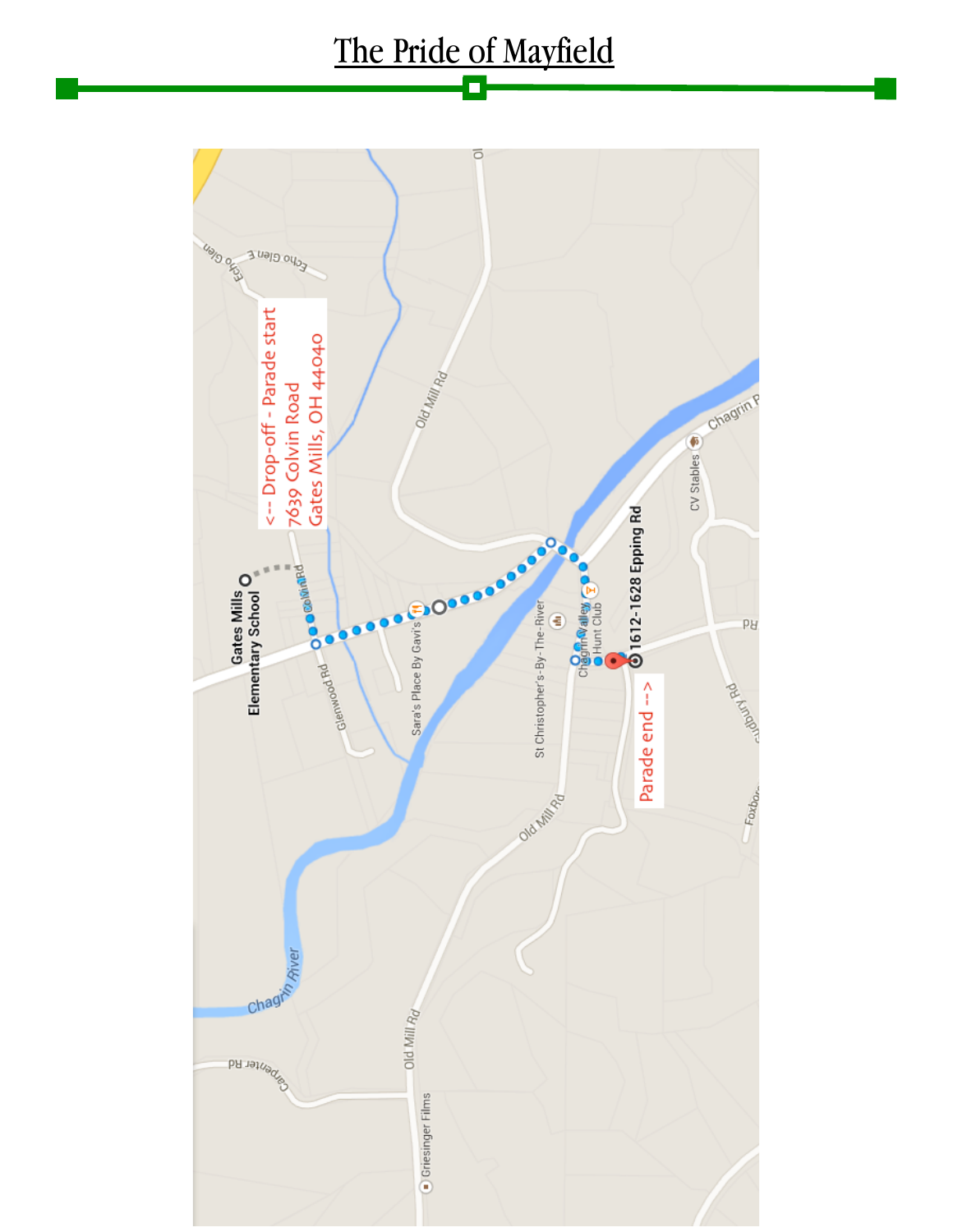# The Pride of Mayfield

<-- Drop-off - Parade start
7639 Colvin Road
Gates Mills, OH 44040

Parade end -->

Gates Mills Elementary School

1612-1628 Epping Rd

Colvin Rd

Glenwood Rd

Sara's Place By Gavi's

St Christopher's-By-The-River

Chagrin Valley Hunt Club

Old Mill Rd

CV Stables

Sudbury Rd

Echo Glen

Echo Glen E

Chagrin River

Carpenter Rd

Griesinger Films

Foxboro

Chagrin R